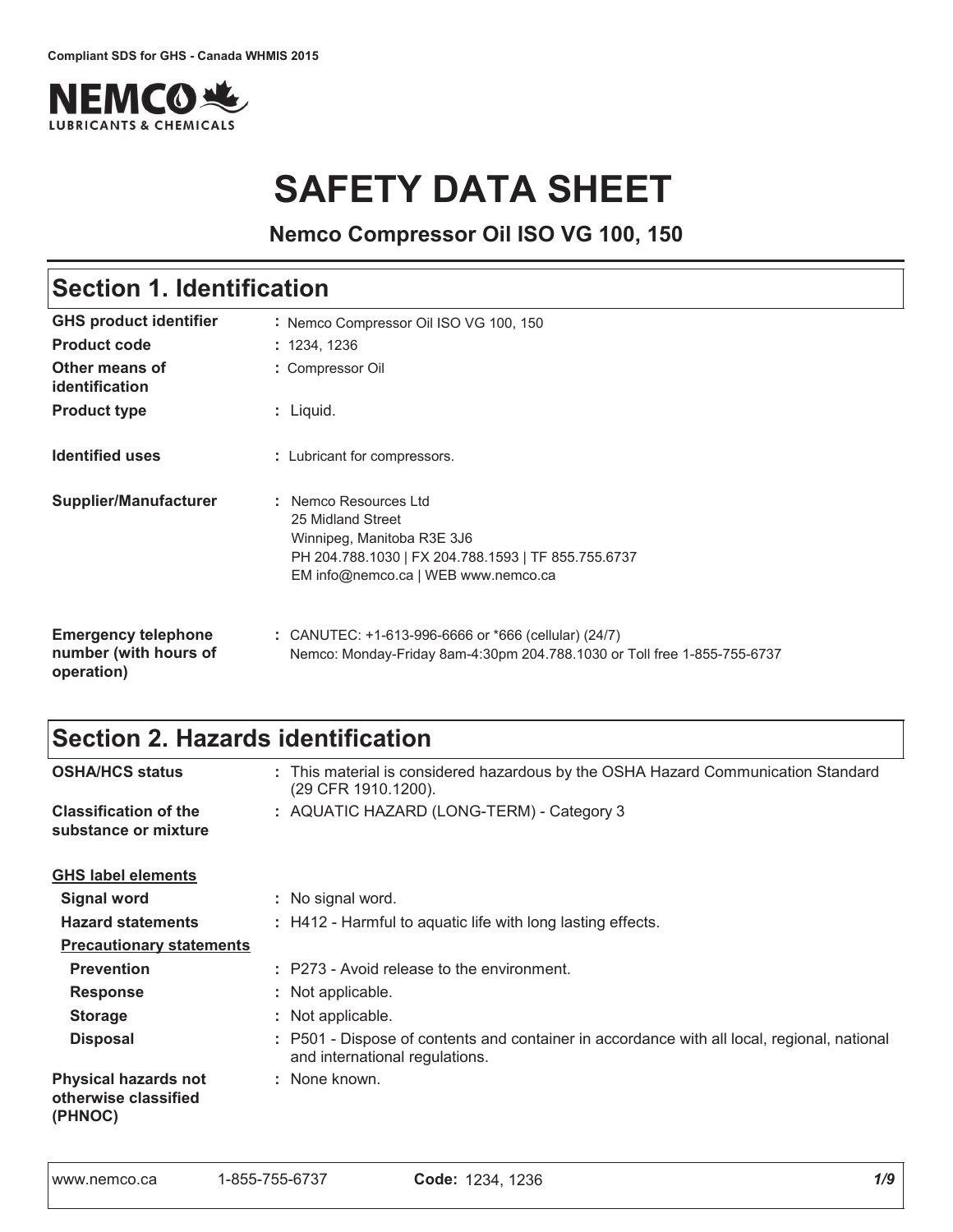Compliant SDS for GHS - Canada WHMIS 2015

NEMCO LUBRICANTS & CHEMICALS

# SAFETY DATA SHEET

**Nemco Compressor Oil ISO VG 100, 150**

## Section 1. Identification

| | |
|---|---|
| **GHS product identifier** | : Nemco Compressor Oil ISO VG 100, 150 |
| **Product code** | : 1234, 1236 |
| **Other means of identification** | : Compressor Oil |
| **Product type** | : Liquid. |
| **Identified uses** | : Lubricant for compressors. |
| **Supplier/Manufacturer** | : Nemco Resources Ltd<br>25 Midland Street<br>Winnipeg, Manitoba R3E 3J6<br>PH 204.788.1030 \| FX 204.788.1593 \| TF 855.755.6737<br>EM info@nemco.ca \| WEB www.nemco.ca |
| **Emergency telephone number (with hours of operation)** | : CANUTEC: +1-613-996-6666 or *666 (cellular) (24/7)<br>Nemco: Monday-Friday 8am-4:30pm 204.788.1030 or Toll free 1-855-755-6737 |

## Section 2. Hazards identification

| | |
|---|---|
| **OSHA/HCS status** | : This material is considered hazardous by the OSHA Hazard Communication Standard (29 CFR 1910.1200). |
| **Classification of the substance or mixture** | : AQUATIC HAZARD (LONG-TERM) - Category 3 |

**GHS label elements**

| | |
|---|---|
| **Signal word** | : No signal word. |
| **Hazard statements** | : H412 - Harmful to aquatic life with long lasting effects. |

**Precautionary statements**

| | |
|---|---|
| **Prevention** | : P273 - Avoid release to the environment. |
| **Response** | : Not applicable. |
| **Storage** | : Not applicable. |
| **Disposal** | : P501 - Dispose of contents and container in accordance with all local, regional, national and international regulations. |
| **Physical hazards not otherwise classified (PHNOC)** | : None known. |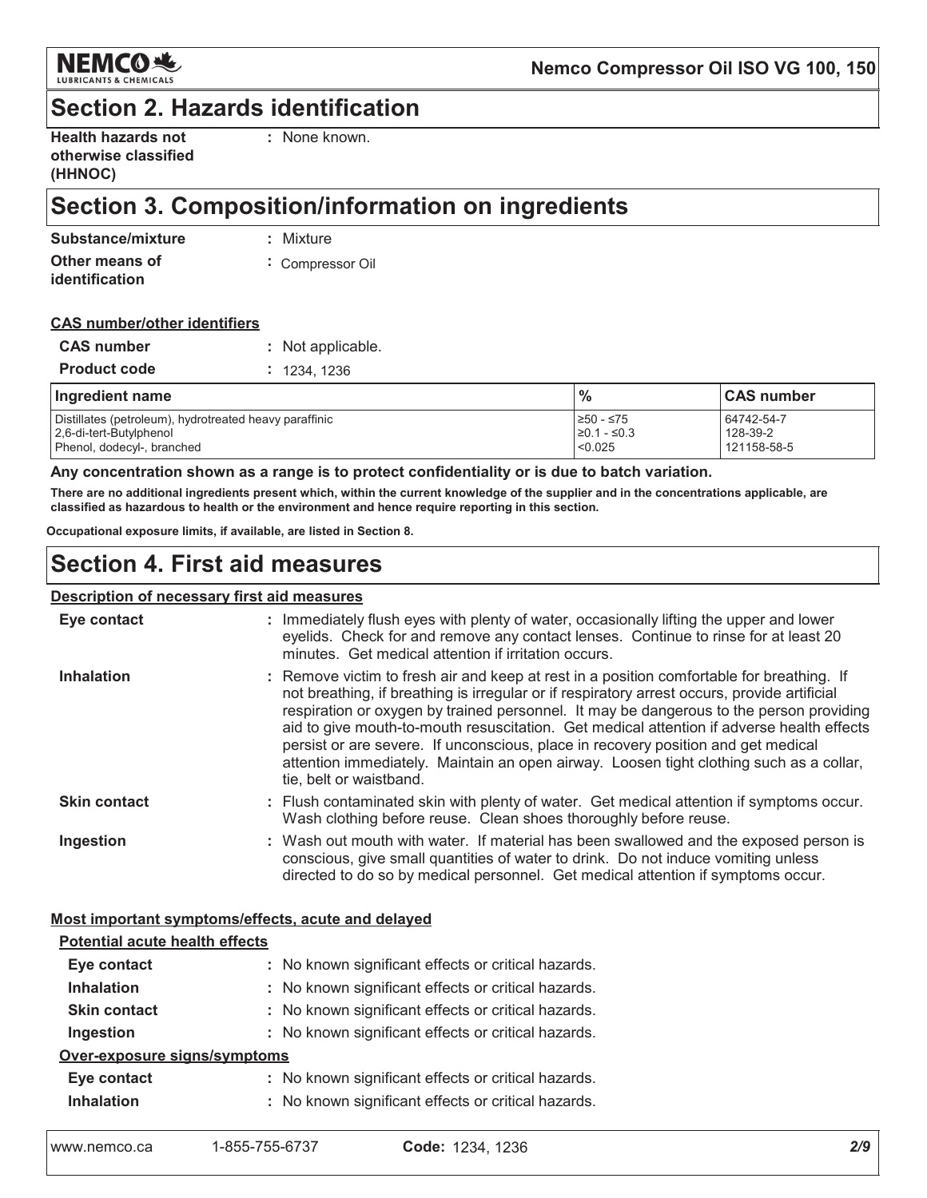## Section 2. Hazards identification

| | |
|---|---|
| **Health hazards not otherwise classified (HHNOC)** | : None known. |

## Section 3. Composition/information on ingredients

| | |
|---|---|
| **Substance/mixture** | : Mixture |
| **Other means of identification** | : Compressor Oil |

**CAS number/other identifiers**

| | |
|---|---|
| **CAS number** | : Not applicable. |
| **Product code** | : 1234, 1236 |

| Ingredient name | % | CAS number |
|---|---|---|
| Distillates (petroleum), hydrotreated heavy paraffinic | ≥50 - ≤75 | 64742-54-7 |
| 2,6-di-tert-Butylphenol | ≥0.1 - ≤0.3 | 128-39-2 |
| Phenol, dodecyl-, branched | <0.025 | 121158-58-5 |

**Any concentration shown as a range is to protect confidentiality or is due to batch variation.**

**There are no additional ingredients present which, within the current knowledge of the supplier and in the concentrations applicable, are classified as hazardous to health or the environment and hence require reporting in this section.**

**Occupational exposure limits, if available, are listed in Section 8.**

## Section 4. First aid measures

**Description of necessary first aid measures**

| | |
|---|---|
| **Eye contact** | : Immediately flush eyes with plenty of water, occasionally lifting the upper and lower eyelids. Check for and remove any contact lenses. Continue to rinse for at least 20 minutes. Get medical attention if irritation occurs. |
| **Inhalation** | : Remove victim to fresh air and keep at rest in a position comfortable for breathing. If not breathing, if breathing is irregular or if respiratory arrest occurs, provide artificial respiration or oxygen by trained personnel. It may be dangerous to the person providing aid to give mouth-to-mouth resuscitation. Get medical attention if adverse health effects persist or are severe. If unconscious, place in recovery position and get medical attention immediately. Maintain an open airway. Loosen tight clothing such as a collar, tie, belt or waistband. |
| **Skin contact** | : Flush contaminated skin with plenty of water. Get medical attention if symptoms occur. Wash clothing before reuse. Clean shoes thoroughly before reuse. |
| **Ingestion** | : Wash out mouth with water. If material has been swallowed and the exposed person is conscious, give small quantities of water to drink. Do not induce vomiting unless directed to do so by medical personnel. Get medical attention if symptoms occur. |

**Most important symptoms/effects, acute and delayed**

**Potential acute health effects**

| | |
|---|---|
| **Eye contact** | : No known significant effects or critical hazards. |
| **Inhalation** | : No known significant effects or critical hazards. |
| **Skin contact** | : No known significant effects or critical hazards. |
| **Ingestion** | : No known significant effects or critical hazards. |

**Over-exposure signs/symptoms**

| | |
|---|---|
| **Eye contact** | : No known significant effects or critical hazards. |
| **Inhalation** | : No known significant effects or critical hazards. |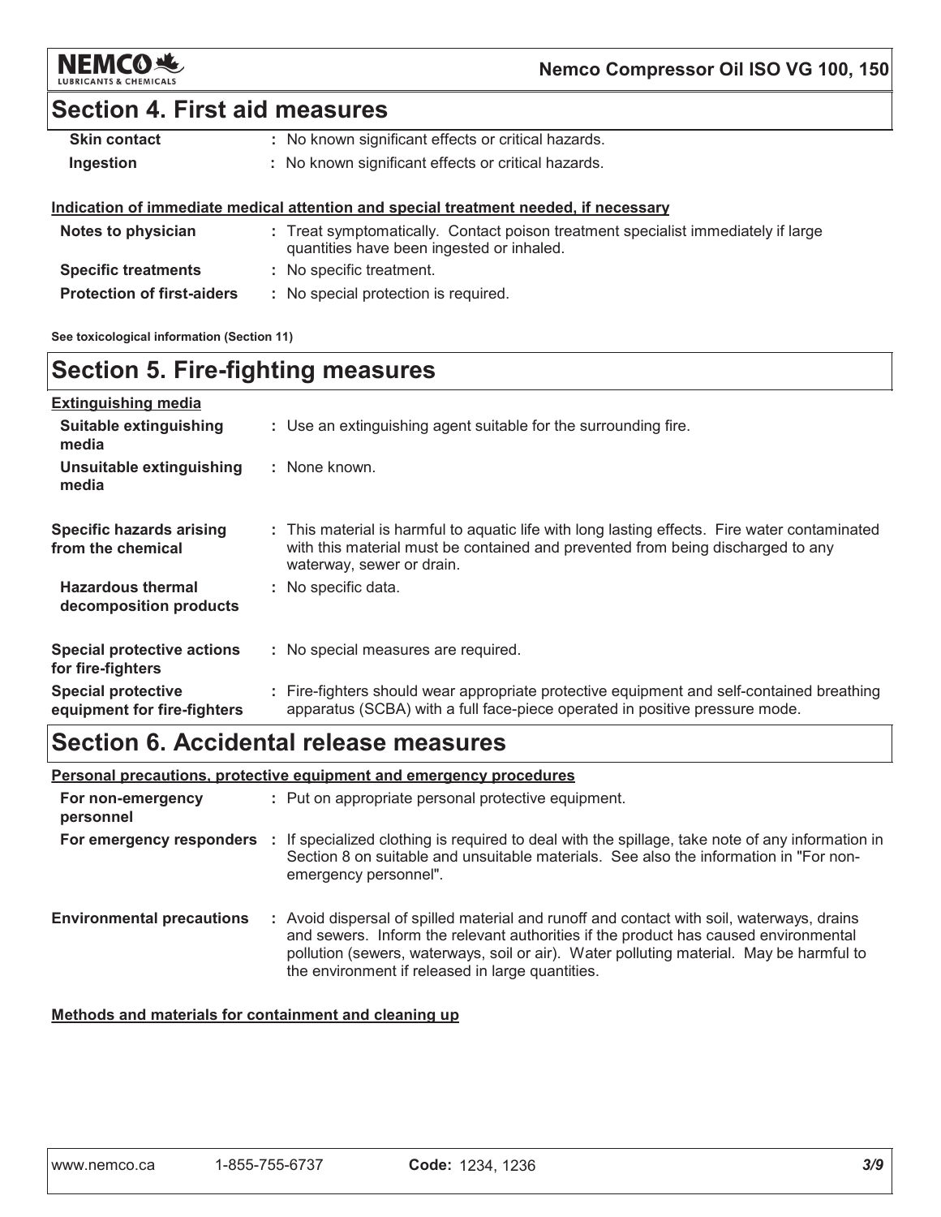## Section 4. First aid measures

| | |
|---|---|
| **Skin contact** | : No known significant effects or critical hazards. |
| **Ingestion** | : No known significant effects or critical hazards. |

**Indication of immediate medical attention and special treatment needed, if necessary**

| | |
|---|---|
| **Notes to physician** | : Treat symptomatically. Contact poison treatment specialist immediately if large quantities have been ingested or inhaled. |
| **Specific treatments** | : No specific treatment. |
| **Protection of first-aiders** | : No special protection is required. |

**See toxicological information (Section 11)**

## Section 5. Fire-fighting measures

**Extinguishing media**

| | |
|---|---|
| **Suitable extinguishing media** | : Use an extinguishing agent suitable for the surrounding fire. |
| **Unsuitable extinguishing media** | : None known. |
| **Specific hazards arising from the chemical** | : This material is harmful to aquatic life with long lasting effects. Fire water contaminated with this material must be contained and prevented from being discharged to any waterway, sewer or drain. |
| **Hazardous thermal decomposition products** | : No specific data. |
| **Special protective actions for fire-fighters** | : No special measures are required. |
| **Special protective equipment for fire-fighters** | : Fire-fighters should wear appropriate protective equipment and self-contained breathing apparatus (SCBA) with a full face-piece operated in positive pressure mode. |

## Section 6. Accidental release measures

**Personal precautions, protective equipment and emergency procedures**

| | |
|---|---|
| **For non-emergency personnel** | : Put on appropriate personal protective equipment. |
| **For emergency responders** | : If specialized clothing is required to deal with the spillage, take note of any information in Section 8 on suitable and unsuitable materials. See also the information in "For non-emergency personnel". |
| **Environmental precautions** | : Avoid dispersal of spilled material and runoff and contact with soil, waterways, drains and sewers. Inform the relevant authorities if the product has caused environmental pollution (sewers, waterways, soil or air). Water polluting material. May be harmful to the environment if released in large quantities. |

**Methods and materials for containment and cleaning up**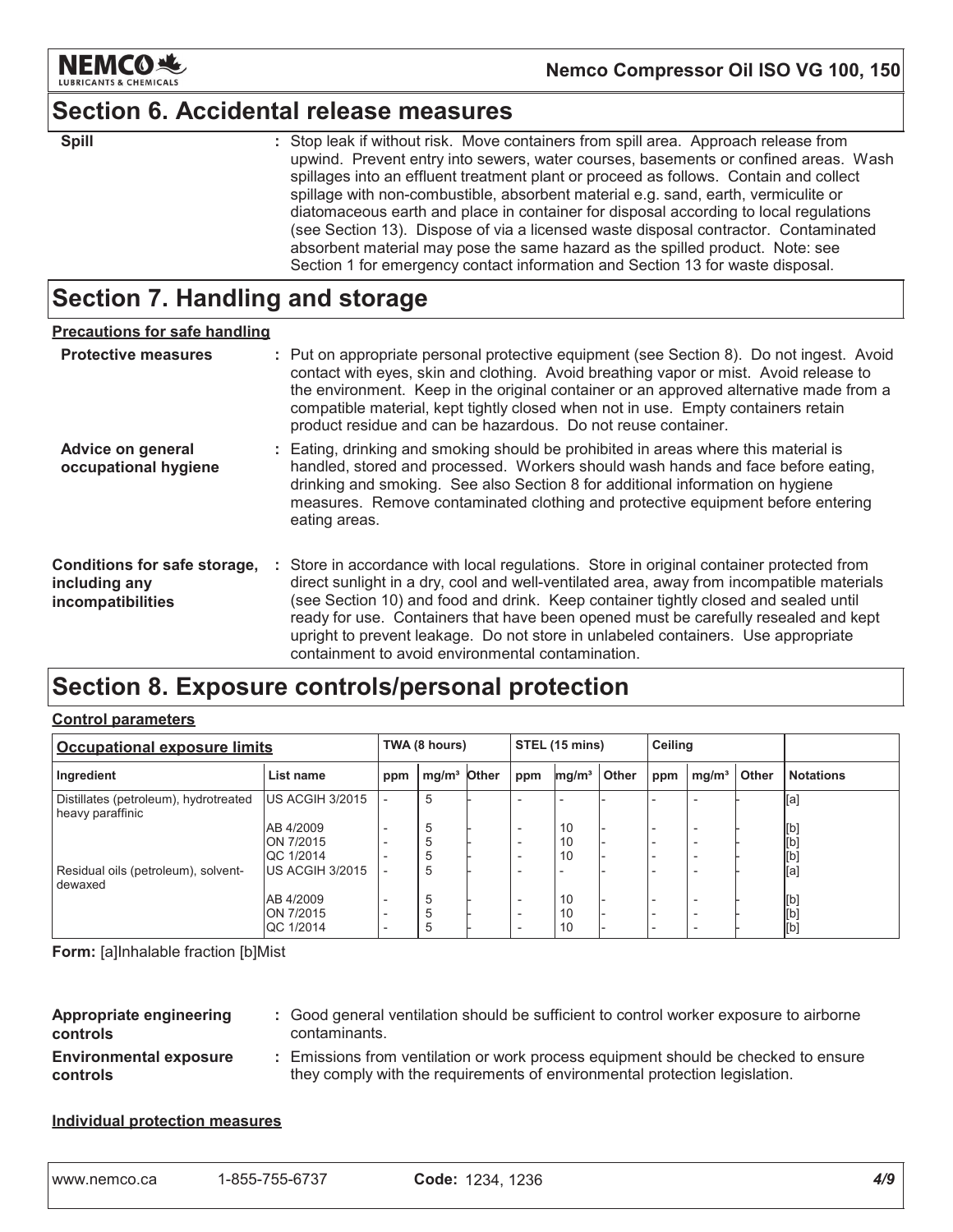# Section 6. Accidental release measures

**Spill** : Stop leak if without risk. Move containers from spill area. Approach release from upwind. Prevent entry into sewers, water courses, basements or confined areas. Wash spillages into an effluent treatment plant or proceed as follows. Contain and collect spillage with non-combustible, absorbent material e.g. sand, earth, vermiculite or diatomaceous earth and place in container for disposal according to local regulations (see Section 13). Dispose of via a licensed waste disposal contractor. Contaminated absorbent material may pose the same hazard as the spilled product. Note: see Section 1 for emergency contact information and Section 13 for waste disposal.

# Section 7. Handling and storage

**Precautions for safe handling**

**Protective measures** : Put on appropriate personal protective equipment (see Section 8). Do not ingest. Avoid contact with eyes, skin and clothing. Avoid breathing vapor or mist. Avoid release to the environment. Keep in the original container or an approved alternative made from a compatible material, kept tightly closed when not in use. Empty containers retain product residue and can be hazardous. Do not reuse container.

**Advice on general occupational hygiene** : Eating, drinking and smoking should be prohibited in areas where this material is handled, stored and processed. Workers should wash hands and face before eating, drinking and smoking. See also Section 8 for additional information on hygiene measures. Remove contaminated clothing and protective equipment before entering eating areas.

**Conditions for safe storage, including any incompatibilities** : Store in accordance with local regulations. Store in original container protected from direct sunlight in a dry, cool and well-ventilated area, away from incompatible materials (see Section 10) and food and drink. Keep container tightly closed and sealed until ready for use. Containers that have been opened must be carefully resealed and kept upright to prevent leakage. Do not store in unlabeled containers. Use appropriate containment to avoid environmental contamination.

# Section 8. Exposure controls/personal protection

**Control parameters**

| Occupational exposure limits | | TWA (8 hours) | | | STEL (15 mins) | | | Ceiling | | | |
|---|---|---|---|---|---|---|---|---|---|---|---|
| Ingredient | List name | ppm | mg/m³ | Other | ppm | mg/m³ | Other | ppm | mg/m³ | Other | Notations |
| Distillates (petroleum), hydrotreated heavy paraffinic | US ACGIH 3/2015 | - | 5 | - | - | - | - | - | - | - | [a] |
| | AB 4/2009 | - | 5 | - | - | 10 | - | - | - | - | [b] |
| | ON 7/2015 | - | 5 | - | - | 10 | - | - | - | - | [b] |
| | QC 1/2014 | - | 5 | - | - | 10 | - | - | - | - | [b] |
| Residual oils (petroleum), solvent-dewaxed | US ACGIH 3/2015 | - | 5 | - | - | - | - | - | - | - | [a] |
| | AB 4/2009 | - | 5 | - | - | 10 | - | - | - | - | [b] |
| | ON 7/2015 | - | 5 | - | - | 10 | - | - | - | - | [b] |
| | QC 1/2014 | - | 5 | - | - | 10 | - | - | - | - | [b] |

**Form:** [a]Inhalable fraction [b]Mist

**Appropriate engineering controls** : Good general ventilation should be sufficient to control worker exposure to airborne contaminants.

**Environmental exposure controls** : Emissions from ventilation or work process equipment should be checked to ensure they comply with the requirements of environmental protection legislation.

**Individual protection measures**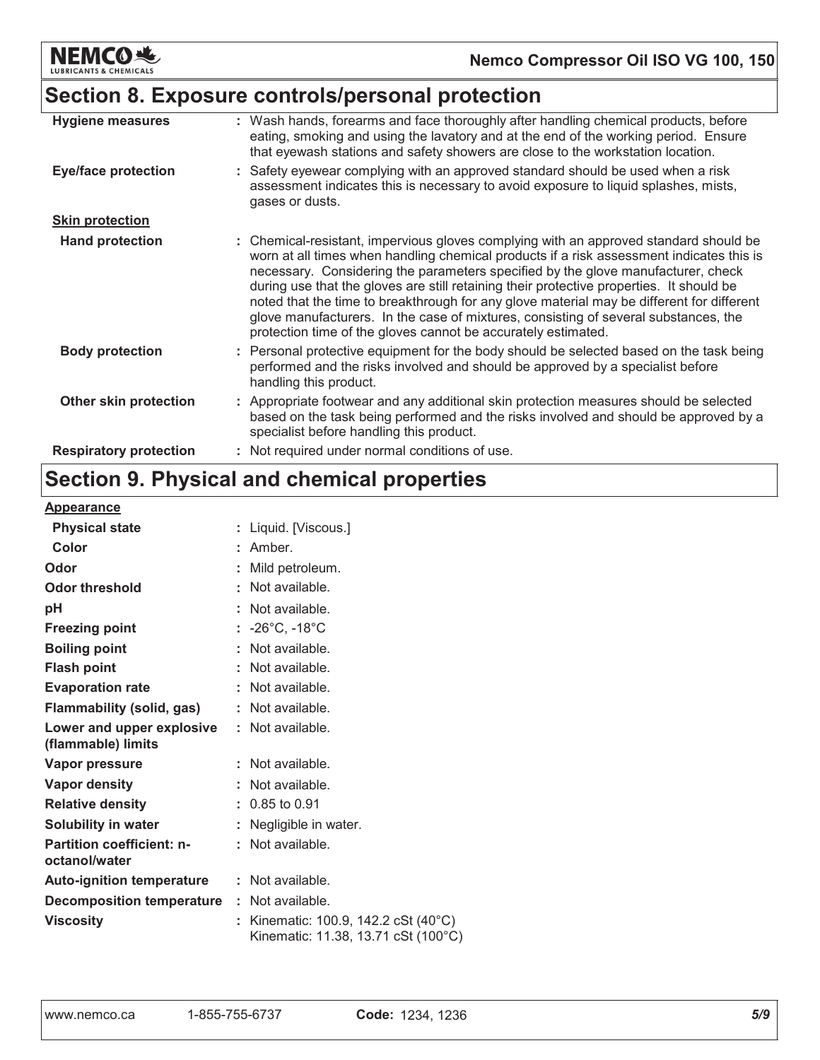## Section 8. Exposure controls/personal protection

| | |
|---|---|
| **Hygiene measures** | : Wash hands, forearms and face thoroughly after handling chemical products, before eating, smoking and using the lavatory and at the end of the working period. Ensure that eyewash stations and safety showers are close to the workstation location. |
| **Eye/face protection** | : Safety eyewear complying with an approved standard should be used when a risk assessment indicates this is necessary to avoid exposure to liquid splashes, mists, gases or dusts. |
| **Skin protection** | |
| **Hand protection** | : Chemical-resistant, impervious gloves complying with an approved standard should be worn at all times when handling chemical products if a risk assessment indicates this is necessary. Considering the parameters specified by the glove manufacturer, check during use that the gloves are still retaining their protective properties. It should be noted that the time to breakthrough for any glove material may be different for different glove manufacturers. In the case of mixtures, consisting of several substances, the protection time of the gloves cannot be accurately estimated. |
| **Body protection** | : Personal protective equipment for the body should be selected based on the task being performed and the risks involved and should be approved by a specialist before handling this product. |
| **Other skin protection** | : Appropriate footwear and any additional skin protection measures should be selected based on the task being performed and the risks involved and should be approved by a specialist before handling this product. |
| **Respiratory protection** | : Not required under normal conditions of use. |

## Section 9. Physical and chemical properties

| | |
|---|---|
| **Appearance** | |
| **Physical state** | : Liquid. [Viscous.] |
| **Color** | : Amber. |
| **Odor** | : Mild petroleum. |
| **Odor threshold** | : Not available. |
| **pH** | : Not available. |
| **Freezing point** | : -26°C, -18°C |
| **Boiling point** | : Not available. |
| **Flash point** | : Not available. |
| **Evaporation rate** | : Not available. |
| **Flammability (solid, gas)** | : Not available. |
| **Lower and upper explosive (flammable) limits** | : Not available. |
| **Vapor pressure** | : Not available. |
| **Vapor density** | : Not available. |
| **Relative density** | : 0.85 to 0.91 |
| **Solubility in water** | : Negligible in water. |
| **Partition coefficient: n-octanol/water** | : Not available. |
| **Auto-ignition temperature** | : Not available. |
| **Decomposition temperature** | : Not available. |
| **Viscosity** | : Kinematic: 100.9, 142.2 cSt (40°C)<br>Kinematic: 11.38, 13.71 cSt (100°C) |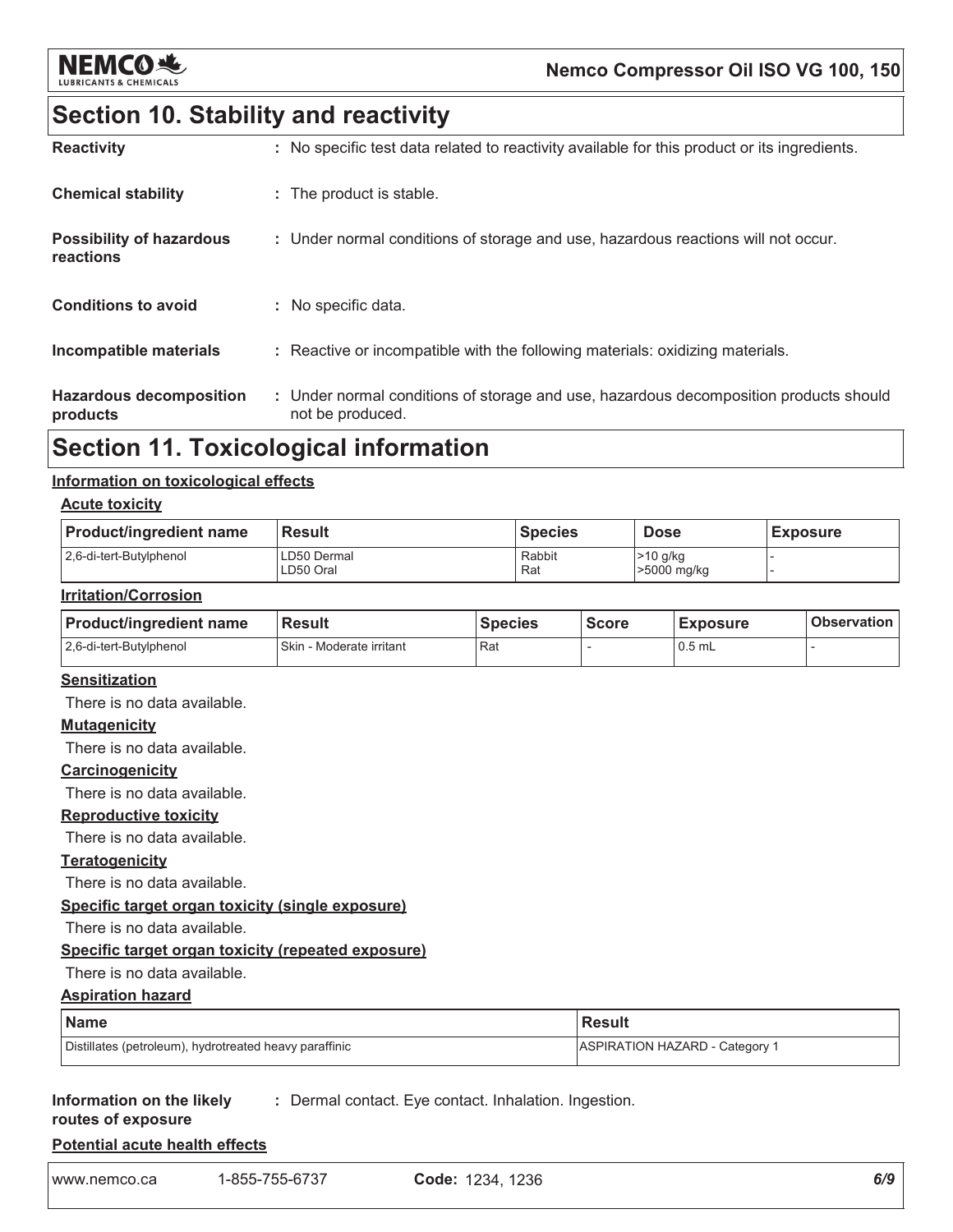## Section 10. Stability and reactivity

**Reactivity** : No specific test data related to reactivity available for this product or its ingredients.

**Chemical stability** : The product is stable.

**Possibility of hazardous reactions** : Under normal conditions of storage and use, hazardous reactions will not occur.

**Conditions to avoid** : No specific data.

**Incompatible materials** : Reactive or incompatible with the following materials: oxidizing materials.

**Hazardous decomposition products** : Under normal conditions of storage and use, hazardous decomposition products should not be produced.

## Section 11. Toxicological information

### Information on toxicological effects

#### Acute toxicity

| Product/ingredient name | Result | Species | Dose | Exposure |
|---|---|---|---|---|
| 2,6-di-tert-Butylphenol | LD50 Dermal<br>LD50 Oral | Rabbit<br>Rat | >10 g/kg<br>>5000 mg/kg | -<br>- |

#### Irritation/Corrosion

| Product/ingredient name | Result | Species | Score | Exposure | Observation |
|---|---|---|---|---|---|
| 2,6-di-tert-Butylphenol | Skin - Moderate irritant | Rat | - | 0.5 mL | - |

#### Sensitization

There is no data available.

#### Mutagenicity

There is no data available.

#### Carcinogenicity

There is no data available.

#### Reproductive toxicity

There is no data available.

#### Teratogenicity

There is no data available.

#### Specific target organ toxicity (single exposure)

There is no data available.

#### Specific target organ toxicity (repeated exposure)

There is no data available.

#### Aspiration hazard

| Name | Result |
|---|---|
| Distillates (petroleum), hydrotreated heavy paraffinic | ASPIRATION HAZARD - Category 1 |

**Information on the likely routes of exposure** : Dermal contact. Eye contact. Inhalation. Ingestion.

#### Potential acute health effects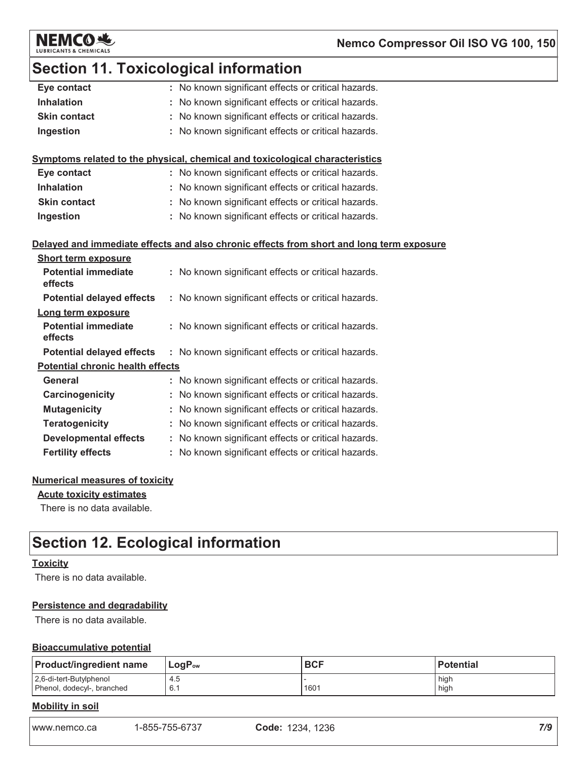## Section 11. Toxicological information

| | |
|---|---|
| **Eye contact** | : No known significant effects or critical hazards. |
| **Inhalation** | : No known significant effects or critical hazards. |
| **Skin contact** | : No known significant effects or critical hazards. |
| **Ingestion** | : No known significant effects or critical hazards. |

**Symptoms related to the physical, chemical and toxicological characteristics**

| | |
|---|---|
| **Eye contact** | : No known significant effects or critical hazards. |
| **Inhalation** | : No known significant effects or critical hazards. |
| **Skin contact** | : No known significant effects or critical hazards. |
| **Ingestion** | : No known significant effects or critical hazards. |

**Delayed and immediate effects and also chronic effects from short and long term exposure**

**Short term exposure**

| | |
|---|---|
| **Potential immediate effects** | : No known significant effects or critical hazards. |
| **Potential delayed effects** | : No known significant effects or critical hazards. |

**Long term exposure**

| | |
|---|---|
| **Potential immediate effects** | : No known significant effects or critical hazards. |
| **Potential delayed effects** | : No known significant effects or critical hazards. |

**Potential chronic health effects**

| | |
|---|---|
| **General** | : No known significant effects or critical hazards. |
| **Carcinogenicity** | : No known significant effects or critical hazards. |
| **Mutagenicity** | : No known significant effects or critical hazards. |
| **Teratogenicity** | : No known significant effects or critical hazards. |
| **Developmental effects** | : No known significant effects or critical hazards. |
| **Fertility effects** | : No known significant effects or critical hazards. |

**Numerical measures of toxicity**

**Acute toxicity estimates**

There is no data available.

## Section 12. Ecological information

**Toxicity**

There is no data available.

**Persistence and degradability**

There is no data available.

**Bioaccumulative potential**

| Product/ingredient name | $LogP_{ow}$ | BCF | Potential |
|---|---|---|---|
| 2,6-di-tert-Butylphenol | 4.5 | - | high |
| Phenol, dodecyl-, branched | 6.1 | 1601 | high |

**Mobility in soil**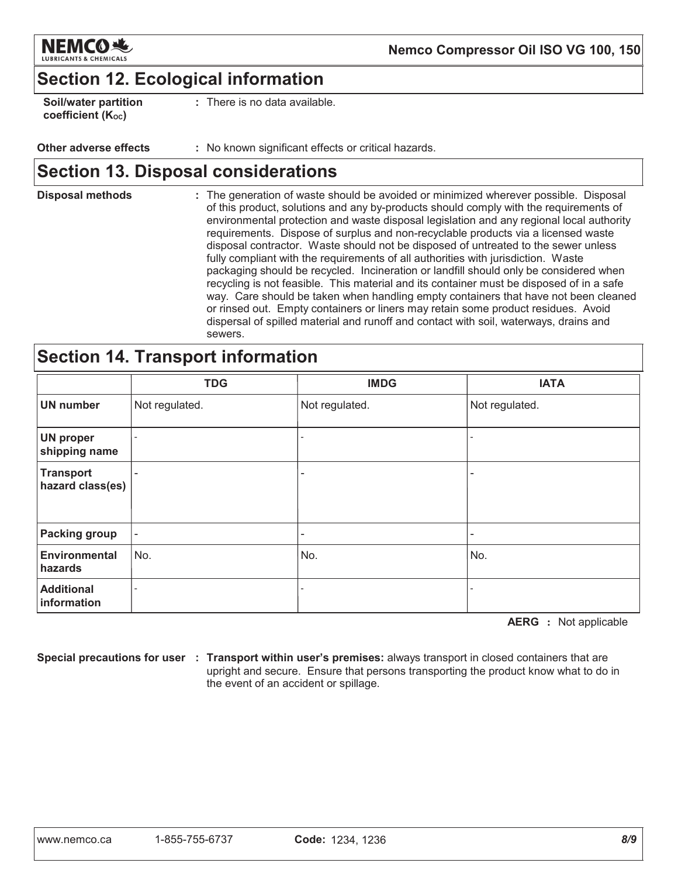## Section 12. Ecological information

**Soil/water partition coefficient ($K_{OC}$)** : There is no data available.

**Other adverse effects** : No known significant effects or critical hazards.

## Section 13. Disposal considerations

**Disposal methods** : The generation of waste should be avoided or minimized wherever possible. Disposal of this product, solutions and any by-products should comply with the requirements of environmental protection and waste disposal legislation and any regional local authority requirements. Dispose of surplus and non-recyclable products via a licensed waste disposal contractor. Waste should not be disposed of untreated to the sewer unless fully compliant with the requirements of all authorities with jurisdiction. Waste packaging should be recycled. Incineration or landfill should only be considered when recycling is not feasible. This material and its container must be disposed of in a safe way. Care should be taken when handling empty containers that have not been cleaned or rinsed out. Empty containers or liners may retain some product residues. Avoid dispersal of spilled material and runoff and contact with soil, waterways, drains and sewers.

## Section 14. Transport information

| | TDG | IMDG | IATA |
|---|---|---|---|
| **UN number** | Not regulated. | Not regulated. | Not regulated. |
| **UN proper shipping name** | - | - | - |
| **Transport hazard class(es)** | - | - | - |
| **Packing group** | - | - | - |
| **Environmental hazards** | No. | No. | No. |
| **Additional information** | - | - | - |

**AERG** : Not applicable

**Special precautions for user** : **Transport within user's premises:** always transport in closed containers that are upright and secure. Ensure that persons transporting the product know what to do in the event of an accident or spillage.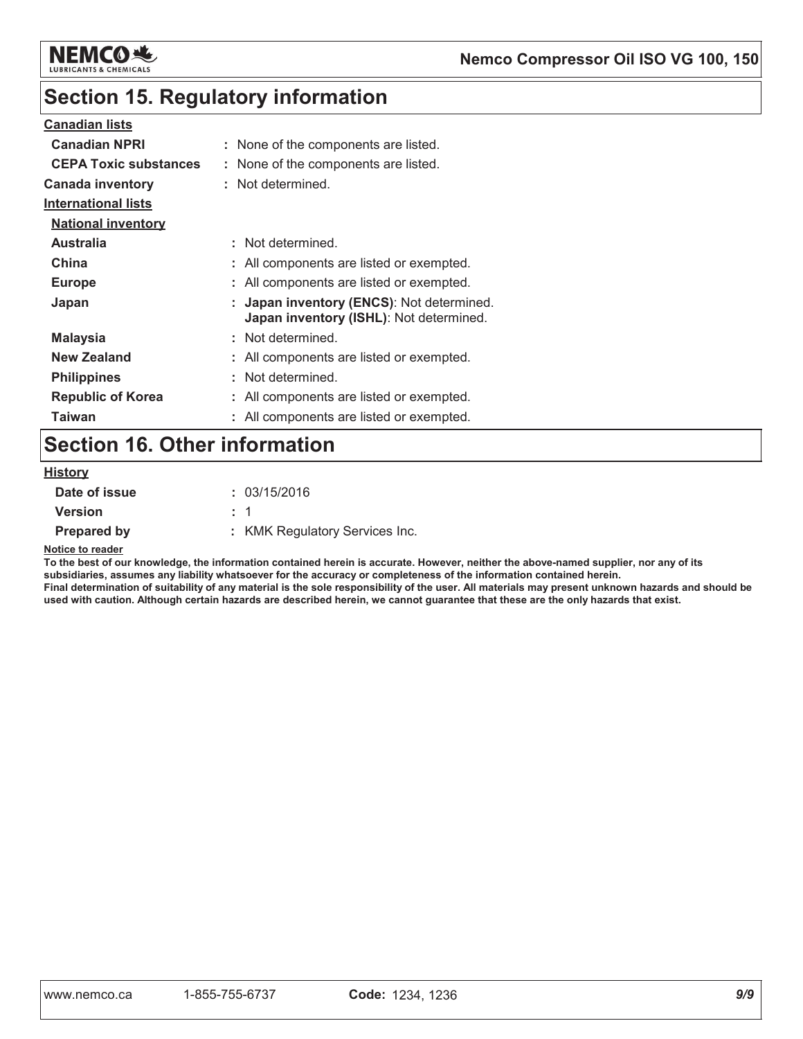# Section 15. Regulatory information

**Canadian lists**

| | |
|---|---|
| **Canadian NPRI** | : None of the components are listed. |
| **CEPA Toxic substances** | : None of the components are listed. |
| **Canada inventory** | : Not determined. |

**International lists**

**National inventory**

| | |
|---|---|
| **Australia** | : Not determined. |
| **China** | : All components are listed or exempted. |
| **Europe** | : All components are listed or exempted. |
| **Japan** | : **Japan inventory (ENCS)**: Not determined. **Japan inventory (ISHL)**: Not determined. |
| **Malaysia** | : Not determined. |
| **New Zealand** | : All components are listed or exempted. |
| **Philippines** | : Not determined. |
| **Republic of Korea** | : All components are listed or exempted. |
| **Taiwan** | : All components are listed or exempted. |

# Section 16. Other information

**History**

| | |
|---|---|
| **Date of issue** | : 03/15/2016 |
| **Version** | : 1 |
| **Prepared by** | : KMK Regulatory Services Inc. |

**Notice to reader**

**To the best of our knowledge, the information contained herein is accurate. However, neither the above-named supplier, nor any of its subsidiaries, assumes any liability whatsoever for the accuracy or completeness of the information contained herein. Final determination of suitability of any material is the sole responsibility of the user. All materials may present unknown hazards and should be used with caution. Although certain hazards are described herein, we cannot guarantee that these are the only hazards that exist.**